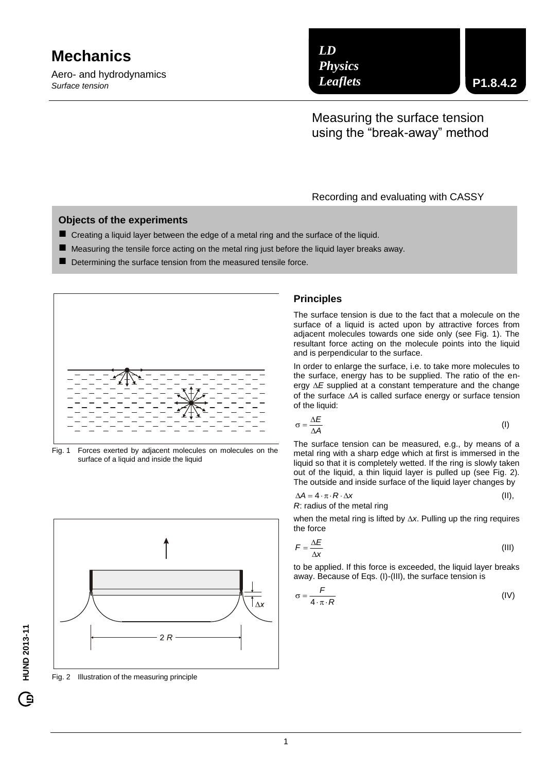# Mechanics

Aero- and hydrodynamics
*Surface tension*

*LD Physics Leaflets*

**P1.8.4.2**

## Measuring the surface tension using the "break-away" method

Recording and evaluating with CASSY

### Objects of the experiments

- Creating a liquid layer between the edge of a metal ring and the surface of the liquid.
- Measuring the tensile force acting on the metal ring just before the liquid layer breaks away.
- Determining the surface tension from the measured tensile force.

Fig. 1 Forces exerted by adjacent molecules on molecules on the surface of a liquid and inside the liquid

Fig. 2 Illustration of the measuring principle

### Principles

The surface tension is due to the fact that a molecule on the surface of a liquid is acted upon by attractive forces from adjacent molecules towards one side only (see Fig. 1). The resultant force acting on the molecule points into the liquid and is perpendicular to the surface.

In order to enlarge the surface, i.e. to take more molecules to the surface, energy has to be supplied. The ratio of the energy $\Delta E$ supplied at a constant temperature and the change of the surface $\Delta A$ is called surface energy or surface tension of the liquid:

$$\sigma = \frac{\Delta E}{\Delta A} \tag{I}$$

The surface tension can be measured, e.g., by means of a metal ring with a sharp edge which at first is immersed in the liquid so that it is completely wetted. If the ring is slowly taken out of the liquid, a thin liquid layer is pulled up (see Fig. 2). The outside and inside surface of the liquid layer changes by

$$\Delta A = 4 \cdot \pi \cdot R \cdot \Delta x \tag{II}$$

$R$: radius of the metal ring

when the metal ring is lifted by $\Delta x$. Pulling up the ring requires the force

$$F = \frac{\Delta E}{\Delta x} \tag{III}$$

to be applied. If this force is exceeded, the liquid layer breaks away. Because of Eqs. (I)-(III), the surface tension is

$$\sigma = \frac{F}{4 \cdot \pi \cdot R} \tag{IV}$$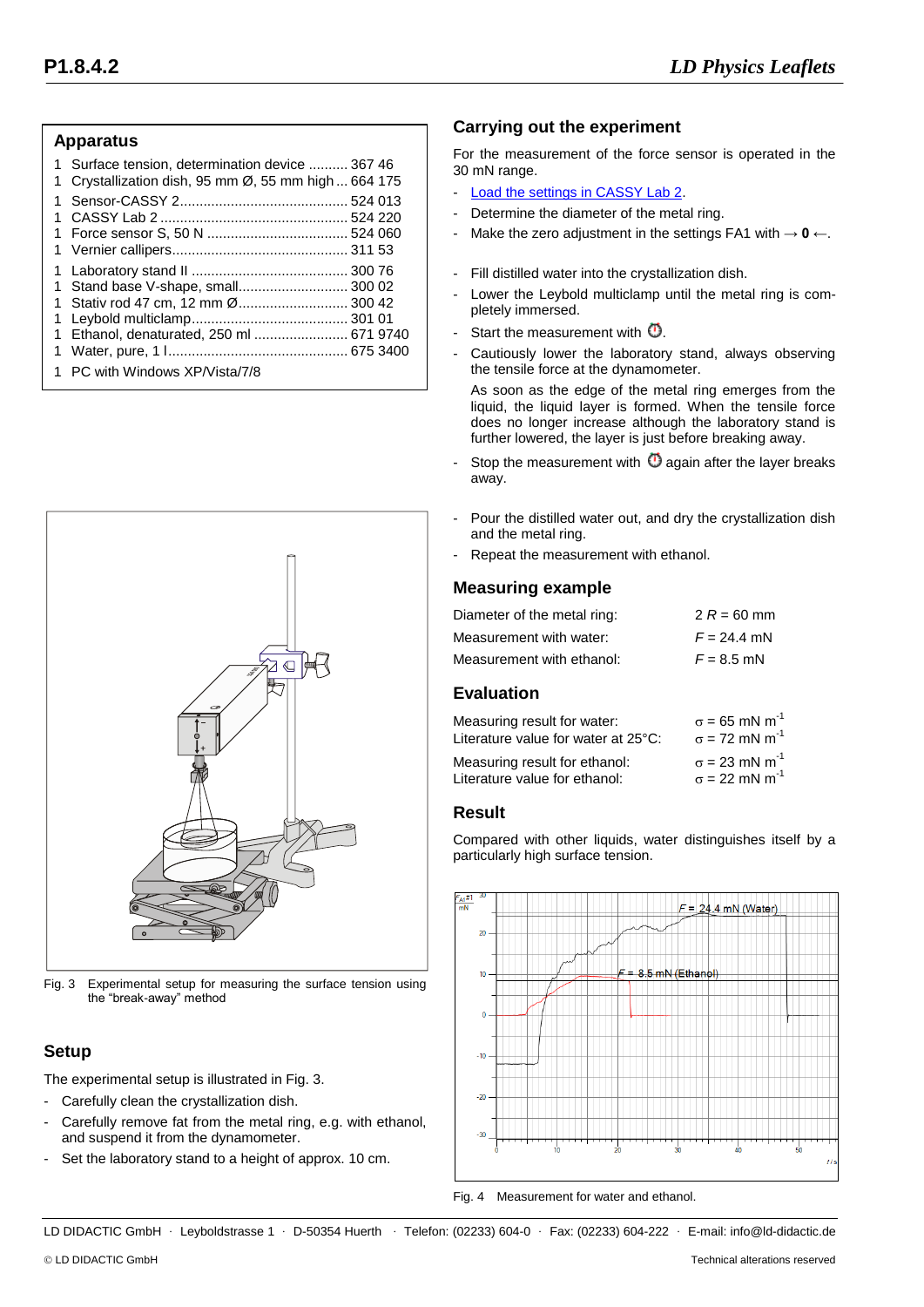## Apparatus

| | | |
|---|---|---|
| 1 | Surface tension, determination device | 367 46 |
| 1 | Crystallization dish, 95 mm Ø, 55 mm high | 664 175 |
| 1 | Sensor-CASSY 2 | 524 013 |
| 1 | CASSY Lab 2 | 524 220 |
| 1 | Force sensor S, 50 N | 524 060 |
| 1 | Vernier callipers | 311 53 |
| 1 | Laboratory stand II | 300 76 |
| 1 | Stand base V-shape, small | 300 02 |
| 1 | Stativ rod 47 cm, 12 mm Ø | 300 42 |
| 1 | Leybold multiclamp | 301 01 |
| 1 | Ethanol, denatured, 250 ml | 671 9740 |
| 1 | Water, pure, 1 l | 675 3400 |
| 1 | PC with Windows XP/Vista/7/8 | |

Fig. 3 Experimental setup for measuring the surface tension using the "break-away" method

## Setup

The experimental setup is illustrated in Fig. 3.

- Carefully clean the crystallization dish.
- Carefully remove fat from the metal ring, e.g. with ethanol, and suspend it from the dynamometer.
- Set the laboratory stand to a height of approx. 10 cm.

## Carrying out the experiment

For the measurement of the force sensor is operated in the 30 mN range.

- Load the settings in CASSY Lab 2.
- Determine the diameter of the metal ring.
- Make the zero adjustment in the settings FA1 with → **0** ←.

- Fill distilled water into the crystallization dish.
- Lower the Leybold multiclamp until the metal ring is completely immersed.
- Start the measurement with ⏱.
- Cautiously lower the laboratory stand, always observing the tensile force at the dynamometer.

  As soon as the edge of the metal ring emerges from the liquid, the liquid layer is formed. When the tensile force does no longer increase although the laboratory stand is further lowered, the layer is just before breaking away.
- Stop the measurement with ⏱ again after the layer breaks away.

- Pour the distilled water out, and dry the crystallization dish and the metal ring.
- Repeat the measurement with ethanol.

## Measuring example

| | |
|---|---|
| Diameter of the metal ring: | $2R = 60$ mm |
| Measurement with water: | $F = 24.4$ mN |
| Measurement with ethanol: | $F = 8.5$ mN |

## Evaluation

| | |
|---|---|
| Measuring result for water: | $\sigma = 65$ mN m$^{-1}$ |
| Literature value for water at 25°C: | $\sigma = 72$ mN m$^{-1}$ |
| Measuring result for ethanol: | $\sigma = 23$ mN m$^{-1}$ |
| Literature value for ethanol: | $\sigma = 22$ mN m$^{-1}$ |

## Result

Compared with other liquids, water distinguishes itself by a particularly high surface tension.

$F_{A1}$ / mN

$F$ = 24.4 mN (Water)

$F$ = 8.5 mN (Ethanol)

30
20
10
0
-10
-20
-30

0 10 20 30 40 50 t / s

Fig. 4 Measurement for water and ethanol.

LD DIDACTIC GmbH · Leyboldstrasse 1 · D-50354 Huerth · Telefon: (02233) 604-0 · Fax: (02233) 604-222 · E-mail: info@ld-didactic.de

© LD DIDACTIC GmbH Technical alterations reserved